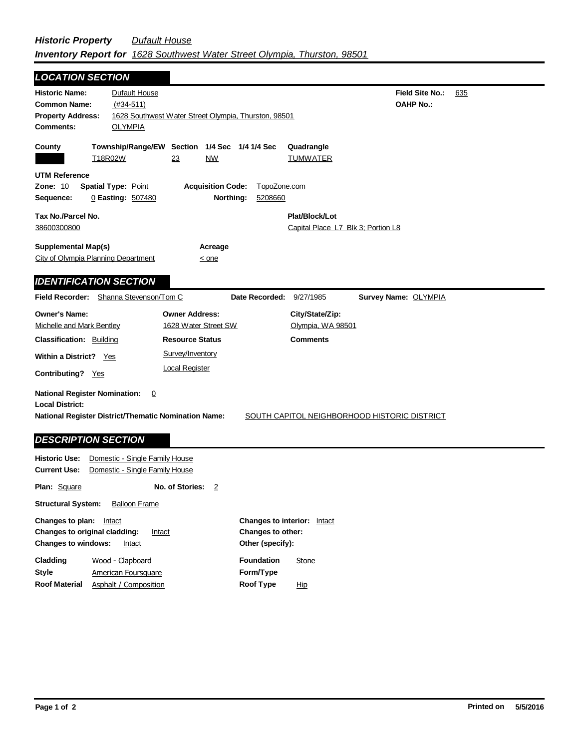***Historic Property*** *Dufault House*

***Inventory Report for*** *1628 Southwest Water Street Olympia, Thurston, 98501*

## LOCATION SECTION

**Historic Name:** Dufault House

**Common Name:** (#34-511)

**Property Address:** 1628 Southwest Water Street Olympia, Thurston, 98501

**Comments:** OLYMPIA

**Field Site No.:** 635

**OAHP No.:**

| County | Township/Range/EW | Section | 1/4 Sec | 1/4 1/4 Sec | Quadrangle |
|---|---|---|---|---|---|
| | T18R02W | 23 | NW | | TUMWATER |

**UTM Reference**

**Zone:** 10 **Spatial Type:** Point **Acquisition Code:** TopoZone.com

**Sequence:** 0 **Easting:** 507480 **Northing:** 5208660

**Tax No./Parcel No.** 38600300800

**Plat/Block/Lot** Capital Place L7 Blk 3; Portion L8

**Supplemental Map(s)** City of Olympia Planning Department

**Acreage** < one

## IDENTIFICATION SECTION

**Field Recorder:** Shanna Stevenson/Tom C **Date Recorded:** 9/27/1985 **Survey Name:** OLYMPIA

| Owner's Name: | Owner Address: | City/State/Zip: |
|---|---|---|
| Michelle and Mark Bentley | 1628 Water Street SW | Olympia, WA 98501 |

**Classification:** Building

**Within a District?** Yes

**Contributing?** Yes

**Resource Status**

Survey/Inventory

Local Register

**Comments**

**National Register Nomination:** 0

**Local District:**

**National Register District/Thematic Nomination Name:** SOUTH CAPITOL NEIGHBORHOOD HISTORIC DISTRICT

## DESCRIPTION SECTION

**Historic Use:** Domestic - Single Family House

**Current Use:** Domestic - Single Family House

**Plan:** Square **No. of Stories:** 2

**Structural System:** Balloon Frame

**Changes to plan:** Intact

**Changes to original cladding:** Intact

**Changes to windows:** Intact

**Changes to interior:** Intact

**Changes to other:**

**Other (specify):**

**Cladding** Wood - Clapboard

**Style** American Foursquare

**Roof Material** Asphalt / Composition

**Foundation** Stone

**Form/Type**

**Roof Type** Hip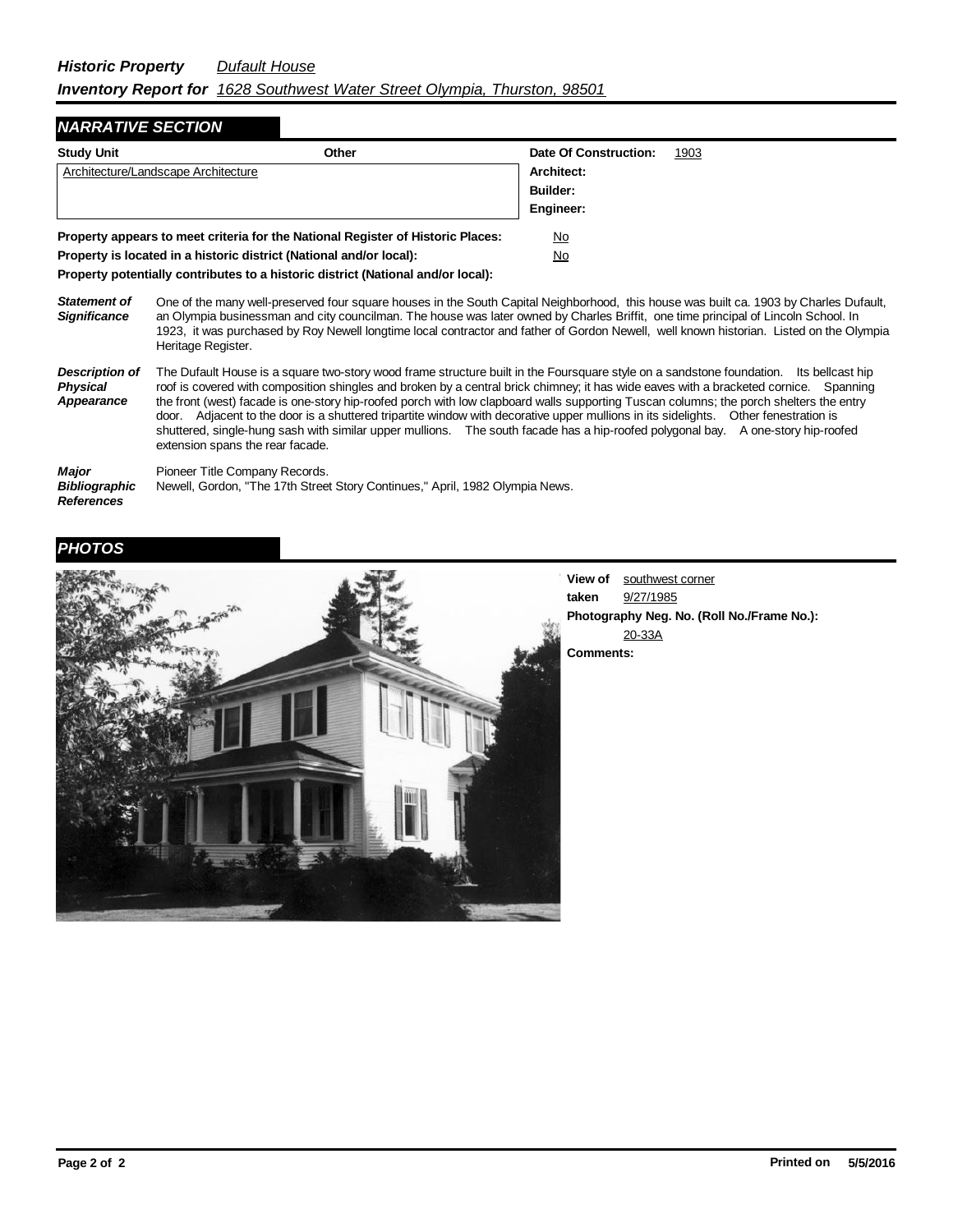## Historic Property Inventory Report for

*Dufault House*

*1628 Southwest Water Street Olympia, Thurston, 98501*

## NARRATIVE SECTION

| Study Unit | Other | | |
|---|---|---|---|
| Architecture/Landscape Architecture | | Date Of Construction: | 1903 |
| | | Architect: | |
| | | Builder: | |
| | | Engineer: | |

**Property appears to meet criteria for the National Register of Historic Places:** No

**Property is located in a historic district (National and/or local):** No

**Property potentially contributes to a historic district (National and/or local):**

***Statement of Significance***

One of the many well-preserved four square houses in the South Capital Neighborhood, this house was built ca. 1903 by Charles Dufault, an Olympia businessman and city councilman. The house was later owned by Charles Briffit, one time principal of Lincoln School. In 1923, it was purchased by Roy Newell longtime local contractor and father of Gordon Newell, well known historian. Listed on the Olympia Heritage Register.

***Description of Physical Appearance***

The Dufault House is a square two-story wood frame structure built in the Foursquare style on a sandstone foundation. Its bellcast hip roof is covered with composition shingles and broken by a central brick chimney; it has wide eaves with a bracketed cornice. Spanning the front (west) facade is one-story hip-roofed porch with low clapboard walls supporting Tuscan columns; the porch shelters the entry door. Adjacent to the door is a shuttered tripartite window with decorative upper mullions in its sidelights. Other fenestration is shuttered, single-hung sash with similar upper mullions. The south facade has a hip-roofed polygonal bay. A one-story hip-roofed extension spans the rear facade.

***Major Bibliographic References***

Pioneer Title Company Records.
Newell, Gordon, "The 17th Street Story Continues," April, 1982 Olympia News.

## PHOTOS

**View of** southwest corner
**taken** 9/27/1985
**Photography Neg. No. (Roll No./Frame No.):** 20-33A
**Comments:**

**Printed on** 5/5/2016